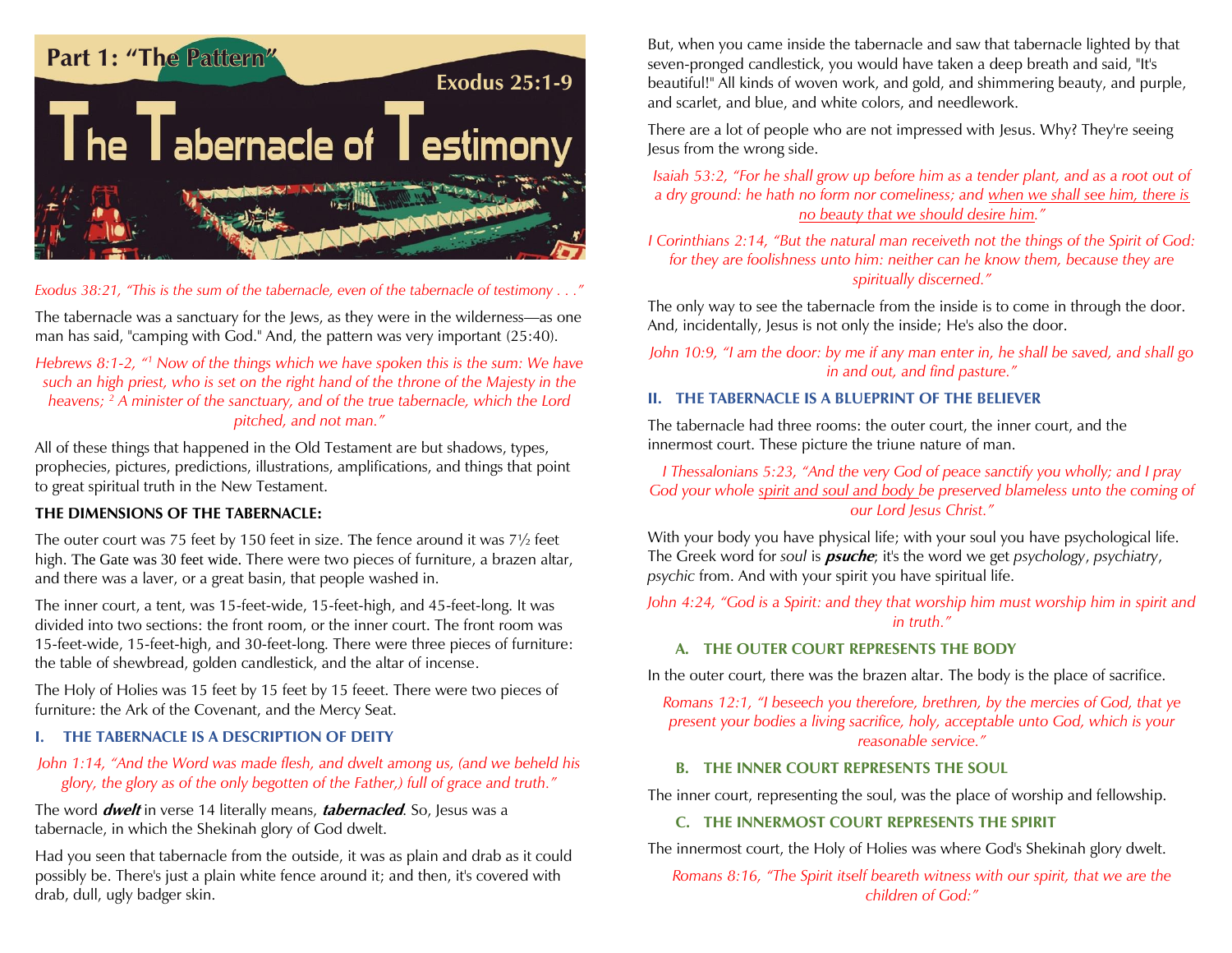# Part 1: "The Pattern"

## The Tabernacle of Testimony

Exodus 25:1-9

*Exodus 38:21, "This is the sum of the tabernacle, even of the tabernacle of testimony . . ."*

The tabernacle was a sanctuary for the Jews, as they were in the wilderness—as one man has said, "camping with God." And, the pattern was very important (25:40).

*Hebrews 8:1-2, "[1] Now of the things which we have spoken this is the sum: We have such an high priest, who is set on the right hand of the throne of the Majesty in the heavens; [2] A minister of the sanctuary, and of the true tabernacle, which the Lord pitched, and not man."*

All of these things that happened in the Old Testament are but shadows, types, prophecies, pictures, predictions, illustrations, amplifications, and things that point to great spiritual truth in the New Testament.

**THE DIMENSIONS OF THE TABERNACLE:**

The outer court was 75 feet by 150 feet in size. The fence around it was 7½ feet high. The Gate was 30 feet wide. There were two pieces of furniture, a brazen altar, and there was a laver, or a great basin, that people washed in.

The inner court, a tent, was 15-feet-wide, 15-feet-high, and 45-feet-long. It was divided into two sections: the front room, or the inner court. The front room was 15-feet-wide, 15-feet-high, and 30-feet-long. There were three pieces of furniture: the table of shewbread, golden candlestick, and the altar of incense.

The Holy of Holies was 15 feet by 15 feet by 15 feeet. There were two pieces of furniture: the Ark of the Covenant, and the Mercy Seat.

### I. THE TABERNACLE IS A DESCRIPTION OF DEITY

*John 1:14, "And the Word was made flesh, and dwelt among us, (and we beheld his glory, the glory as of the only begotten of the Father,) full of grace and truth."*

The word ***dwelt*** in verse 14 literally means, ***tabernacled***. So, Jesus was a tabernacle, in which the Shekinah glory of God dwelt.

Had you seen that tabernacle from the outside, it was as plain and drab as it could possibly be. There's just a plain white fence around it; and then, it's covered with drab, dull, ugly badger skin.

But, when you came inside the tabernacle and saw that tabernacle lighted by that seven-pronged candlestick, you would have taken a deep breath and said, "It's beautiful!" All kinds of woven work, and gold, and shimmering beauty, and purple, and scarlet, and blue, and white colors, and needlework.

There are a lot of people who are not impressed with Jesus. Why? They're seeing Jesus from the wrong side.

*Isaiah 53:2, "For he shall grow up before him as a tender plant, and as a root out of a dry ground: he hath no form nor comeliness; and when we shall see him, there is no beauty that we should desire him."*

*I Corinthians 2:14, "But the natural man receiveth not the things of the Spirit of God: for they are foolishness unto him: neither can he know them, because they are spiritually discerned."*

The only way to see the tabernacle from the inside is to come in through the door. And, incidentally, Jesus is not only the inside; He's also the door.

*John 10:9, "I am the door: by me if any man enter in, he shall be saved, and shall go in and out, and find pasture."*

### II. THE TABERNACLE IS A BLUEPRINT OF THE BELIEVER

The tabernacle had three rooms: the outer court, the inner court, and the innermost court. These picture the triune nature of man.

*I Thessalonians 5:23, "And the very God of peace sanctify you wholly; and I pray God your whole spirit and soul and body be preserved blameless unto the coming of our Lord Jesus Christ."*

With your body you have physical life; with your soul you have psychological life. The Greek word for *soul* is ***psuche***; it's the word we get *psychology*, *psychiatry*, *psychic* from. And with your spirit you have spiritual life.

*John 4:24, "God is a Spirit: and they that worship him must worship him in spirit and in truth."*

#### A. THE OUTER COURT REPRESENTS THE BODY

In the outer court, there was the brazen altar. The body is the place of sacrifice.

*Romans 12:1, "I beseech you therefore, brethren, by the mercies of God, that ye present your bodies a living sacrifice, holy, acceptable unto God, which is your reasonable service."*

#### B. THE INNER COURT REPRESENTS THE SOUL

The inner court, representing the soul, was the place of worship and fellowship.

#### C. THE INNERMOST COURT REPRESENTS THE SPIRIT

The innermost court, the Holy of Holies was where God's Shekinah glory dwelt.

*Romans 8:16, "The Spirit itself beareth witness with our spirit, that we are the children of God:"*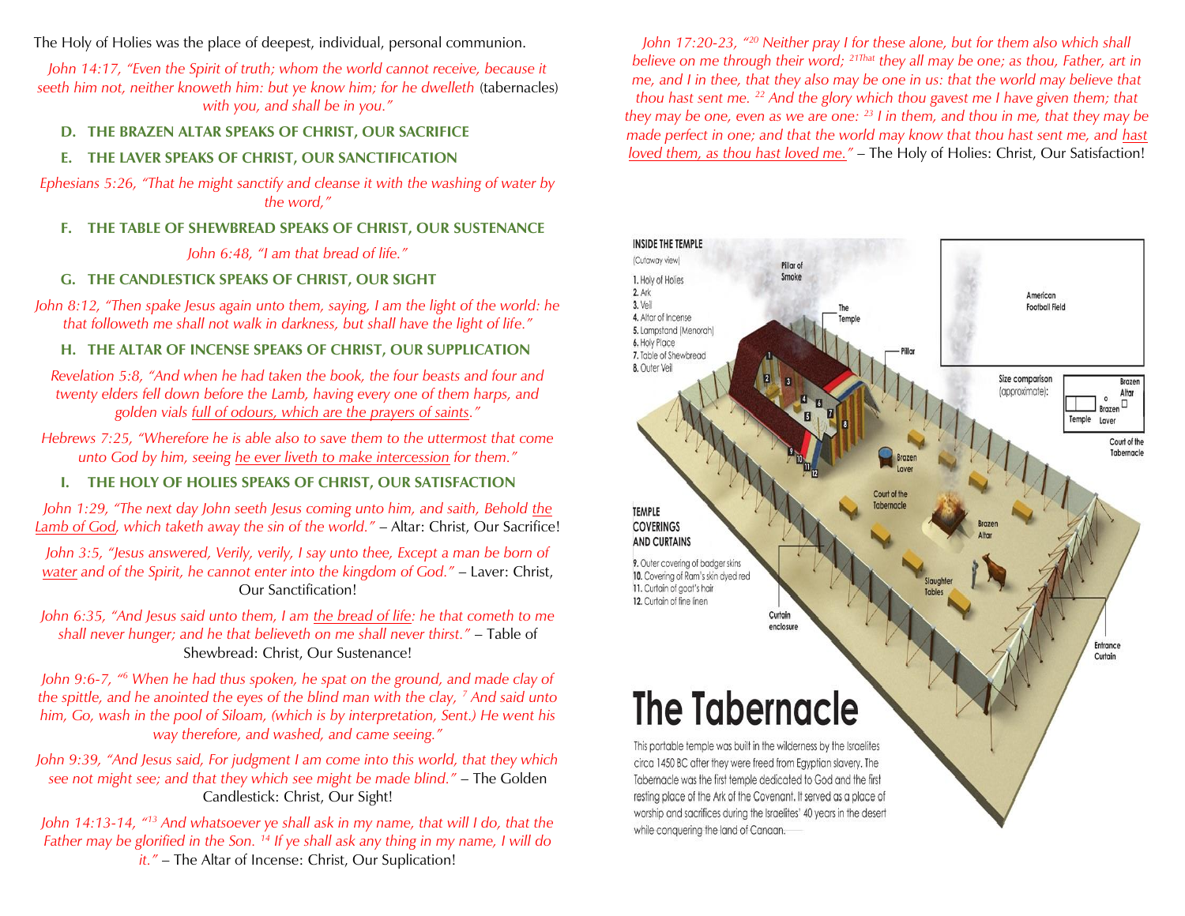The Holy of Holies was the place of deepest, individual, personal communion.

*John 14:17, "Even the Spirit of truth; whom the world cannot receive, because it seeth him not, neither knoweth him: but ye know him; for he dwelleth* (tabernacles) *with you, and shall be in you."*

**D. THE BRAZEN ALTAR SPEAKS OF CHRIST, OUR SACRIFICE**

**E. THE LAVER SPEAKS OF CHRIST, OUR SANCTIFICATION**

*Ephesians 5:26, "That he might sanctify and cleanse it with the washing of water by the word,"*

**F. THE TABLE OF SHEWBREAD SPEAKS OF CHRIST, OUR SUSTENANCE**

*John 6:48, "I am that bread of life."*

**G. THE CANDLESTICK SPEAKS OF CHRIST, OUR SIGHT**

*John 8:12, "Then spake Jesus again unto them, saying, I am the light of the world: he that followeth me shall not walk in darkness, but shall have the light of life."*

**H. THE ALTAR OF INCENSE SPEAKS OF CHRIST, OUR SUPPLICATION**

*Revelation 5:8, "And when he had taken the book, the four beasts and four and twenty elders fell down before the Lamb, having every one of them harps, and golden vials full of odours, which are the prayers of saints."*

*Hebrews 7:25, "Wherefore he is able also to save them to the uttermost that come unto God by him, seeing he ever liveth to make intercession for them."*

**I. THE HOLY OF HOLIES SPEAKS OF CHRIST, OUR SATISFACTION**

*John 1:29, "The next day John seeth Jesus coming unto him, and saith, Behold the Lamb of God, which taketh away the sin of the world."* – Altar: Christ, Our Sacrifice!

*John 3:5, "Jesus answered, Verily, verily, I say unto thee, Except a man be born of water and of the Spirit, he cannot enter into the kingdom of God."* – Laver: Christ, Our Sanctification!

*John 6:35, "And Jesus said unto them, I am the bread of life: he that cometh to me shall never hunger; and he that believeth on me shall never thirst."* – Table of Shewbread: Christ, Our Sustenance!

*John 9:6-7, "[6] When he had thus spoken, he spat on the ground, and made clay of the spittle, and he anointed the eyes of the blind man with the clay, [7] And said unto him, Go, wash in the pool of Siloam, (which is by interpretation, Sent.) He went his way therefore, and washed, and came seeing."*

*John 9:39, "And Jesus said, For judgment I am come into this world, that they which see not might see; and that they which see might be made blind."* – The Golden Candlestick: Christ, Our Sight!

*John 14:13-14, "[13] And whatsoever ye shall ask in my name, that will I do, that the Father may be glorified in the Son. [14] If ye shall ask any thing in my name, I will do it."* – The Altar of Incense: Christ, Our Suplication!

*John 17:20-23, "[20] Neither pray I for these alone, but for them also which shall believe on me through their word; [21] That they all may be one; as thou, Father, art in me, and I in thee, that they also may be one in us: that the world may believe that thou hast sent me. [22] And the glory which thou gavest me I have given them; that they may be one, even as we are one: [23] I in them, and thou in me, that they may be made perfect in one; and that the world may know that thou hast sent me, and hast loved them, as thou hast loved me."* – The Holy of Holies: Christ, Our Satisfaction!

INSIDE THE TEMPLE
(Cutaway view)
1. Holy of Holies
2. Ark
3. Veil
4. Altar of Incense
5. Lampstand (Menorah)
6. Holy Place
7. Table of Shewbread
8. Outer Veil

Pillar of Smoke
The Temple
Pillar
American Football Field
Size comparison (approximate):
Temple
Brazen Laver
Brazen Altar
Court of the Tabernacle
Brazen Laver
Court of the Tabernacle
Brazen Altar
Slaughter Tables
Curtain enclosure
Entrance Curtain

TEMPLE COVERINGS AND CURTAINS
9. Outer covering of badger skins
10. Covering of Ram's skin dyed red
11. Curtain of goat's hair
12. Curtain of fine linen

# The Tabernacle

This portable temple was built in the wilderness by the Israelites circa 1450 BC after they were freed from Egyptian slavery. The Tabernacle was the first temple dedicated to God and the first resting place of the Ark of the Covenant. It served as a place of worship and sacrifices during the Israelites' 40 years in the desert while conquering the land of Canaan.